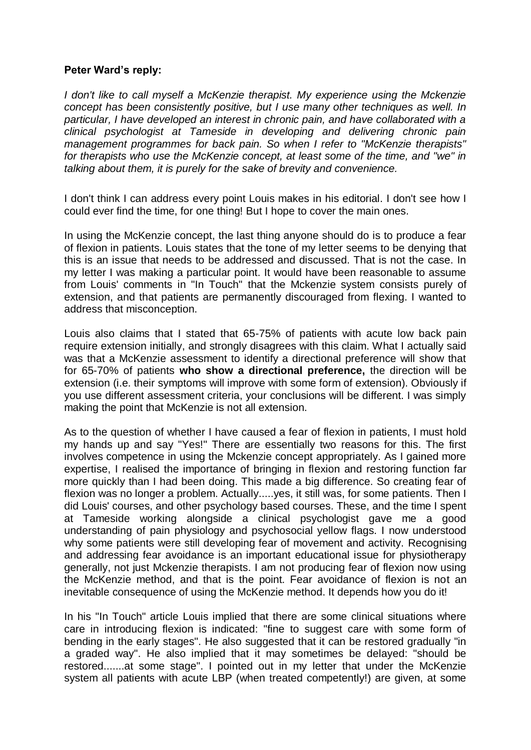**Peter Ward's reply:**

*I don't like to call myself a McKenzie therapist. My experience using the Mckenzie concept has been consistently positive, but I use many other techniques as well. In particular, I have developed an interest in chronic pain, and have collaborated with a clinical psychologist at Tameside in developing and delivering chronic pain management programmes for back pain. So when I refer to "McKenzie therapists" for therapists who use the McKenzie concept, at least some of the time, and "we" in talking about them, it is purely for the sake of brevity and convenience.*

I don't think I can address every point Louis makes in his editorial. I don't see how I could ever find the time, for one thing! But I hope to cover the main ones.

In using the McKenzie concept, the last thing anyone should do is to produce a fear of flexion in patients. Louis states that the tone of my letter seems to be denying that this is an issue that needs to be addressed and discussed. That is not the case. In my letter I was making a particular point. It would have been reasonable to assume from Louis' comments in "In Touch" that the Mckenzie system consists purely of extension, and that patients are permanently discouraged from flexing. I wanted to address that misconception.

Louis also claims that I stated that 65-75% of patients with acute low back pain require extension initially, and strongly disagrees with this claim. What I actually said was that a McKenzie assessment to identify a directional preference will show that for 65-70% of patients **who show a directional preference,** the direction will be extension (i.e. their symptoms will improve with some form of extension). Obviously if you use different assessment criteria, your conclusions will be different. I was simply making the point that McKenzie is not all extension.

As to the question of whether I have caused a fear of flexion in patients, I must hold my hands up and say "Yes!" There are essentially two reasons for this. The first involves competence in using the Mckenzie concept appropriately. As I gained more expertise, I realised the importance of bringing in flexion and restoring function far more quickly than I had been doing. This made a big difference. So creating fear of flexion was no longer a problem. Actually.....yes, it still was, for some patients. Then I did Louis' courses, and other psychology based courses. These, and the time I spent at Tameside working alongside a clinical psychologist gave me a good understanding of pain physiology and psychosocial yellow flags. I now understood why some patients were still developing fear of movement and activity. Recognising and addressing fear avoidance is an important educational issue for physiotherapy generally, not just Mckenzie therapists. I am not producing fear of flexion now using the McKenzie method, and that is the point. Fear avoidance of flexion is not an inevitable consequence of using the McKenzie method. It depends how you do it!

In his "In Touch" article Louis implied that there are some clinical situations where care in introducing flexion is indicated: "fine to suggest care with some form of bending in the early stages". He also suggested that it can be restored gradually "in a graded way". He also implied that it may sometimes be delayed: "should be restored.......at some stage". I pointed out in my letter that under the McKenzie system all patients with acute LBP (when treated competently!) are given, at some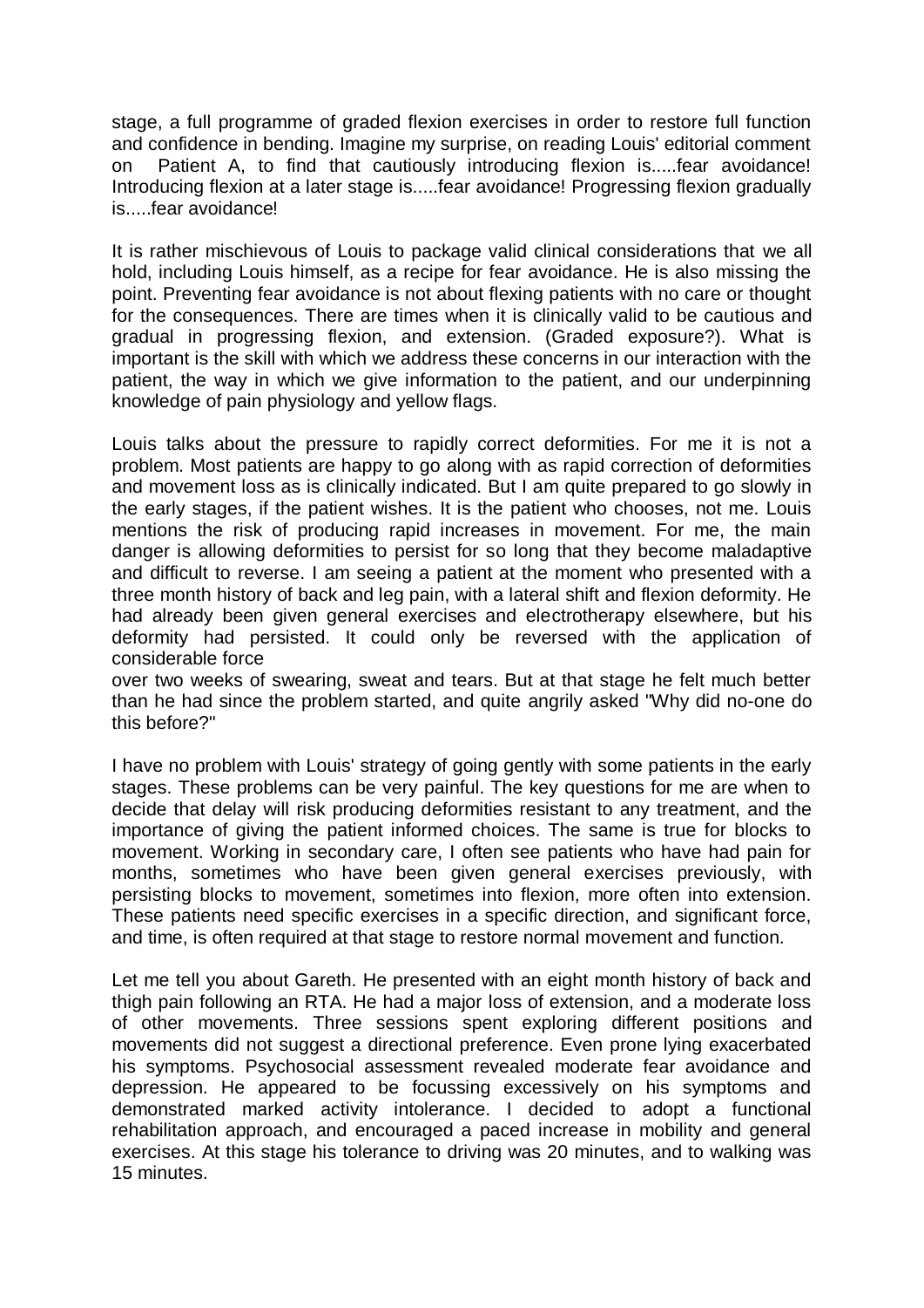stage, a full programme of graded flexion exercises in order to restore full function and confidence in bending. Imagine my surprise, on reading Louis' editorial comment on Patient A, to find that cautiously introducing flexion is.....fear avoidance! Introducing flexion at a later stage is.....fear avoidance! Progressing flexion gradually is.....fear avoidance!

It is rather mischievous of Louis to package valid clinical considerations that we all hold, including Louis himself, as a recipe for fear avoidance. He is also missing the point. Preventing fear avoidance is not about flexing patients with no care or thought for the consequences. There are times when it is clinically valid to be cautious and gradual in progressing flexion, and extension. (Graded exposure?). What is important is the skill with which we address these concerns in our interaction with the patient, the way in which we give information to the patient, and our underpinning knowledge of pain physiology and yellow flags.

Louis talks about the pressure to rapidly correct deformities. For me it is not a problem. Most patients are happy to go along with as rapid correction of deformities and movement loss as is clinically indicated. But I am quite prepared to go slowly in the early stages, if the patient wishes. It is the patient who chooses, not me. Louis mentions the risk of producing rapid increases in movement. For me, the main danger is allowing deformities to persist for so long that they become maladaptive and difficult to reverse. I am seeing a patient at the moment who presented with a three month history of back and leg pain, with a lateral shift and flexion deformity. He had already been given general exercises and electrotherapy elsewhere, but his deformity had persisted. It could only be reversed with the application of considerable force over two weeks of swearing, sweat and tears. But at that stage he felt much better than he had since the problem started, and quite angrily asked "Why did no-one do this before?"

I have no problem with Louis' strategy of going gently with some patients in the early stages. These problems can be very painful. The key questions for me are when to decide that delay will risk producing deformities resistant to any treatment, and the importance of giving the patient informed choices. The same is true for blocks to movement. Working in secondary care, I often see patients who have had pain for months, sometimes who have been given general exercises previously, with persisting blocks to movement, sometimes into flexion, more often into extension. These patients need specific exercises in a specific direction, and significant force, and time, is often required at that stage to restore normal movement and function.

Let me tell you about Gareth. He presented with an eight month history of back and thigh pain following an RTA. He had a major loss of extension, and a moderate loss of other movements. Three sessions spent exploring different positions and movements did not suggest a directional preference. Even prone lying exacerbated his symptoms. Psychosocial assessment revealed moderate fear avoidance and depression. He appeared to be focussing excessively on his symptoms and demonstrated marked activity intolerance. I decided to adopt a functional rehabilitation approach, and encouraged a paced increase in mobility and general exercises. At this stage his tolerance to driving was 20 minutes, and to walking was 15 minutes.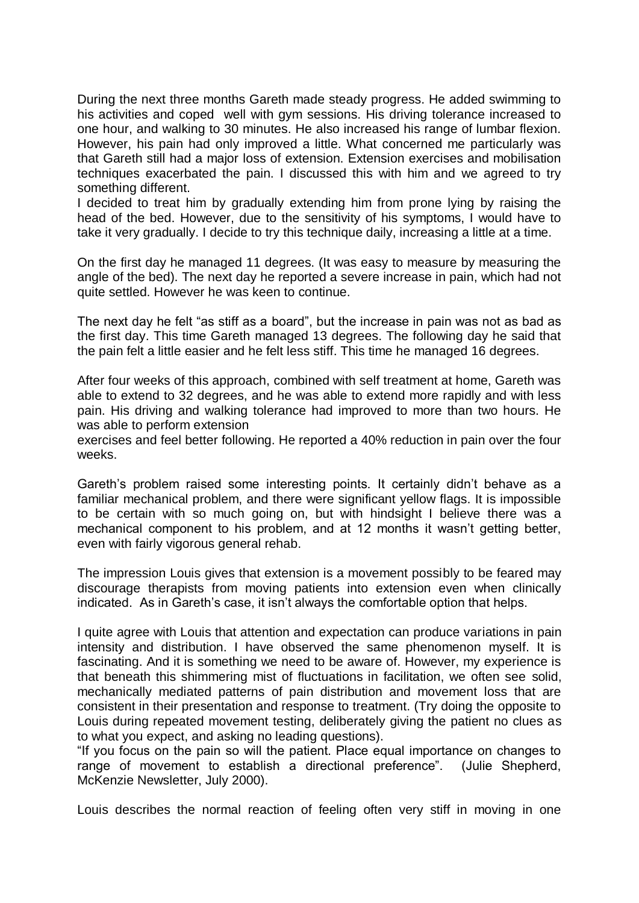During the next three months Gareth made steady progress. He added swimming to his activities and coped well with gym sessions. His driving tolerance increased to one hour, and walking to 30 minutes. He also increased his range of lumbar flexion. However, his pain had only improved a little. What concerned me particularly was that Gareth still had a major loss of extension. Extension exercises and mobilisation techniques exacerbated the pain. I discussed this with him and we agreed to try something different.

I decided to treat him by gradually extending him from prone lying by raising the head of the bed. However, due to the sensitivity of his symptoms, I would have to take it very gradually. I decide to try this technique daily, increasing a little at a time.

On the first day he managed 11 degrees. (It was easy to measure by measuring the angle of the bed). The next day he reported a severe increase in pain, which had not quite settled. However he was keen to continue.

The next day he felt "as stiff as a board", but the increase in pain was not as bad as the first day. This time Gareth managed 13 degrees. The following day he said that the pain felt a little easier and he felt less stiff. This time he managed 16 degrees.

After four weeks of this approach, combined with self treatment at home, Gareth was able to extend to 32 degrees, and he was able to extend more rapidly and with less pain. His driving and walking tolerance had improved to more than two hours. He was able to perform extension exercises and feel better following. He reported a 40% reduction in pain over the four weeks.

Gareth's problem raised some interesting points. It certainly didn't behave as a familiar mechanical problem, and there were significant yellow flags. It is impossible to be certain with so much going on, but with hindsight I believe there was a mechanical component to his problem, and at 12 months it wasn't getting better, even with fairly vigorous general rehab.

The impression Louis gives that extension is a movement possibly to be feared may discourage therapists from moving patients into extension even when clinically indicated. As in Gareth's case, it isn't always the comfortable option that helps.

I quite agree with Louis that attention and expectation can produce variations in pain intensity and distribution. I have observed the same phenomenon myself. It is fascinating. And it is something we need to be aware of. However, my experience is that beneath this shimmering mist of fluctuations in facilitation, we often see solid, mechanically mediated patterns of pain distribution and movement loss that are consistent in their presentation and response to treatment. (Try doing the opposite to Louis during repeated movement testing, deliberately giving the patient no clues as to what you expect, and asking no leading questions).

"If you focus on the pain so will the patient. Place equal importance on changes to range of movement to establish a directional preference". (Julie Shepherd, McKenzie Newsletter, July 2000).

Louis describes the normal reaction of feeling often very stiff in moving in one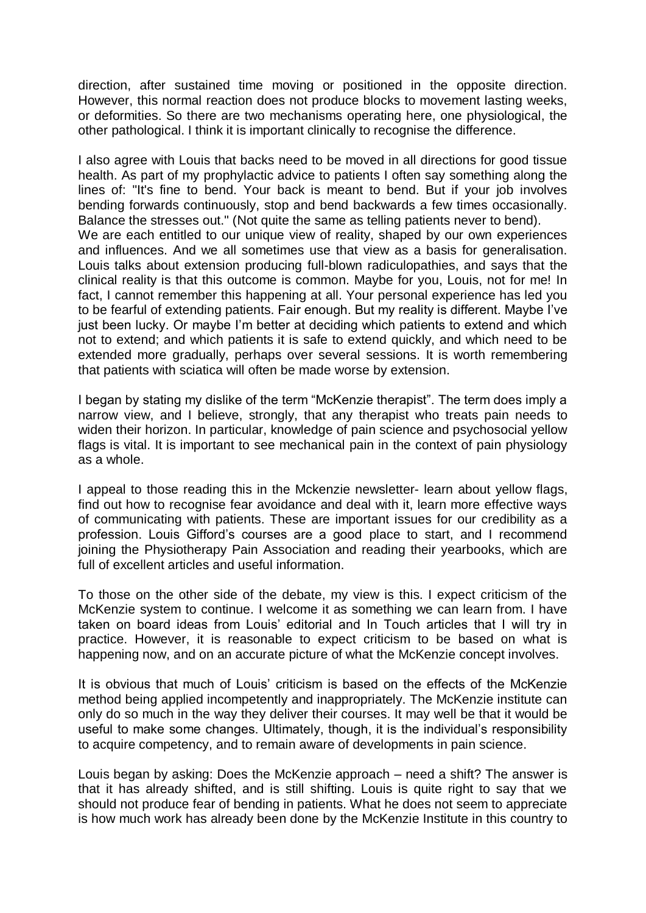direction, after sustained time moving or positioned in the opposite direction. However, this normal reaction does not produce blocks to movement lasting weeks, or deformities. So there are two mechanisms operating here, one physiological, the other pathological. I think it is important clinically to recognise the difference.

I also agree with Louis that backs need to be moved in all directions for good tissue health. As part of my prophylactic advice to patients I often say something along the lines of: "It's fine to bend. Your back is meant to bend. But if your job involves bending forwards continuously, stop and bend backwards a few times occasionally. Balance the stresses out." (Not quite the same as telling patients never to bend).

We are each entitled to our unique view of reality, shaped by our own experiences and influences. And we all sometimes use that view as a basis for generalisation. Louis talks about extension producing full-blown radiculopathies, and says that the clinical reality is that this outcome is common. Maybe for you, Louis, not for me! In fact, I cannot remember this happening at all. Your personal experience has led you to be fearful of extending patients. Fair enough. But my reality is different. Maybe I've just been lucky. Or maybe I'm better at deciding which patients to extend and which not to extend; and which patients it is safe to extend quickly, and which need to be extended more gradually, perhaps over several sessions. It is worth remembering that patients with sciatica will often be made worse by extension.

I began by stating my dislike of the term "McKenzie therapist". The term does imply a narrow view, and I believe, strongly, that any therapist who treats pain needs to widen their horizon. In particular, knowledge of pain science and psychosocial yellow flags is vital. It is important to see mechanical pain in the context of pain physiology as a whole.

I appeal to those reading this in the Mckenzie newsletter- learn about yellow flags, find out how to recognise fear avoidance and deal with it, learn more effective ways of communicating with patients. These are important issues for our credibility as a profession. Louis Gifford's courses are a good place to start, and I recommend joining the Physiotherapy Pain Association and reading their yearbooks, which are full of excellent articles and useful information.

To those on the other side of the debate, my view is this. I expect criticism of the McKenzie system to continue. I welcome it as something we can learn from. I have taken on board ideas from Louis' editorial and In Touch articles that I will try in practice. However, it is reasonable to expect criticism to be based on what is happening now, and on an accurate picture of what the McKenzie concept involves.

It is obvious that much of Louis' criticism is based on the effects of the McKenzie method being applied incompetently and inappropriately. The McKenzie institute can only do so much in the way they deliver their courses. It may well be that it would be useful to make some changes. Ultimately, though, it is the individual's responsibility to acquire competency, and to remain aware of developments in pain science.

Louis began by asking: Does the McKenzie approach – need a shift? The answer is that it has already shifted, and is still shifting. Louis is quite right to say that we should not produce fear of bending in patients. What he does not seem to appreciate is how much work has already been done by the McKenzie Institute in this country to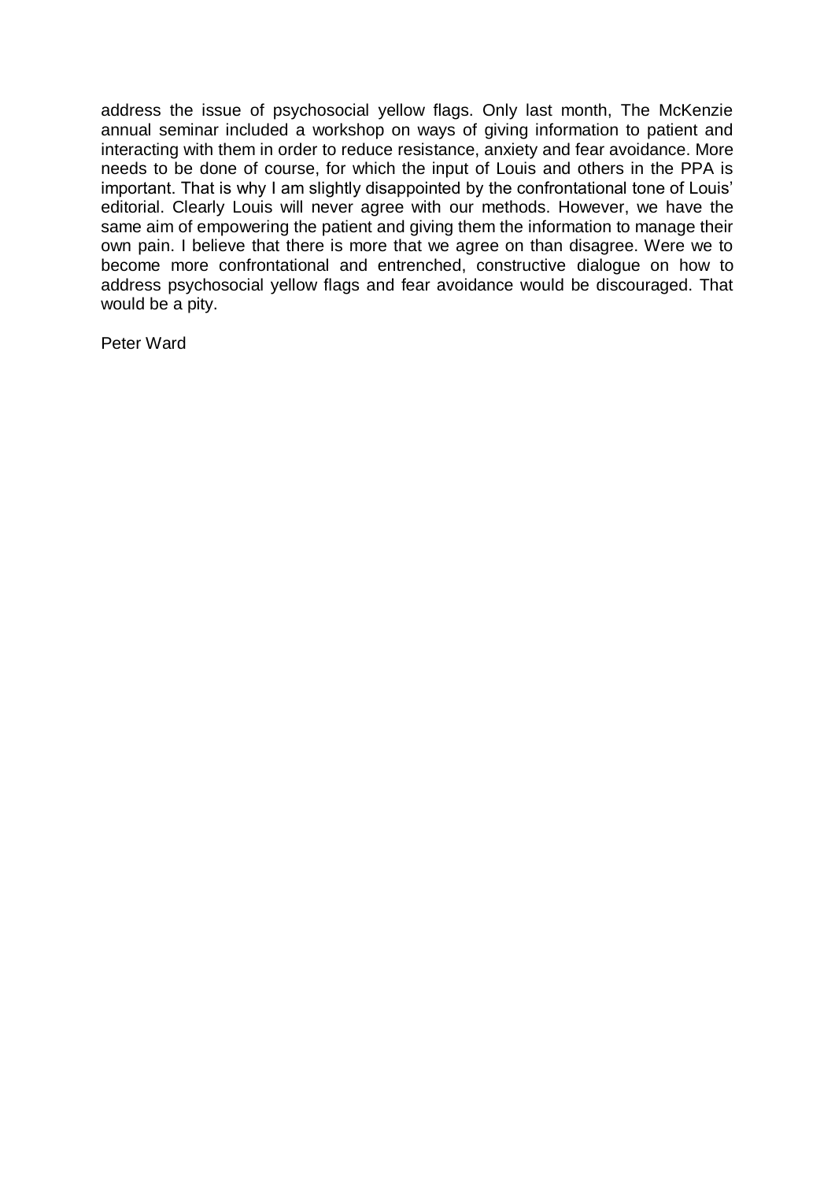address the issue of psychosocial yellow flags. Only last month, The McKenzie annual seminar included a workshop on ways of giving information to patient and interacting with them in order to reduce resistance, anxiety and fear avoidance. More needs to be done of course, for which the input of Louis and others in the PPA is important. That is why I am slightly disappointed by the confrontational tone of Louis' editorial. Clearly Louis will never agree with our methods. However, we have the same aim of empowering the patient and giving them the information to manage their own pain. I believe that there is more that we agree on than disagree. Were we to become more confrontational and entrenched, constructive dialogue on how to address psychosocial yellow flags and fear avoidance would be discouraged. That would be a pity.

Peter Ward